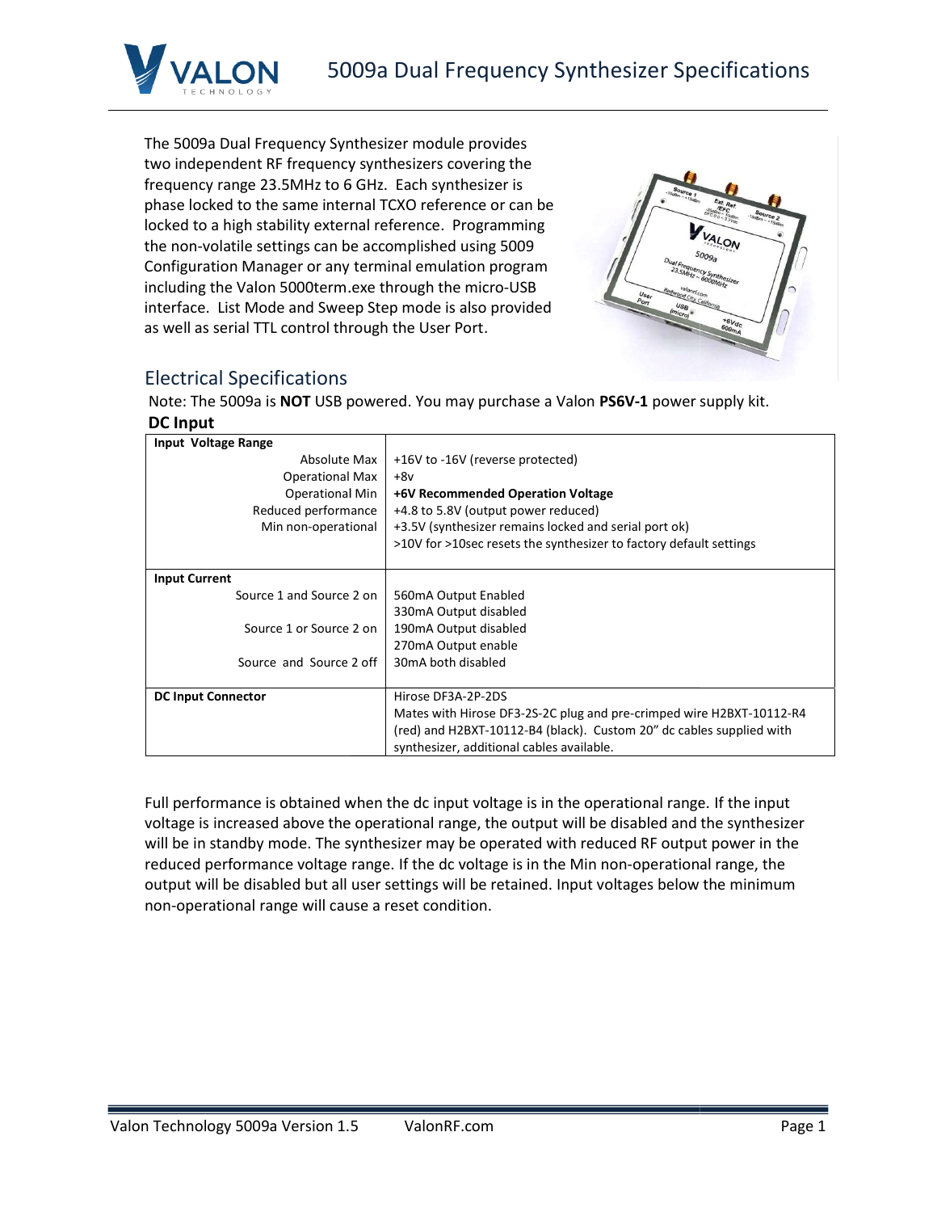# 5009a Dual Frequency Synthesizer Specifications

The 5009a Dual Frequency Synthesizer module provides two independent RF frequency synthesizers covering the frequency range 23.5MHz to 6 GHz. Each synthesizer is phase locked to the same internal TCXO reference or can be locked to a high stability external reference. Programming the non-volatile settings can be accomplished using 5009 Configuration Manager or any terminal emulation program including the Valon 5000term.exe through the micro-USB interface. List Mode and Sweep Step mode is also provided as well as serial TTL control through the User Port.

## Electrical Specifications

Note: The 5009a is **NOT** USB powered. You may purchase a Valon **PS6V-1** power supply kit.

### DC Input

| **Input Voltage Range** | |
|---|---|
| Absolute Max | +16V to -16V (reverse protected) |
| Operational Max | +8v |
| Operational Min | **+6V Recommended Operation Voltage** |
| Reduced performance | +4.8 to 5.8V (output power reduced) |
| Min non-operational | +3.5V (synthesizer remains locked and serial port ok) |
| | >10V for >10sec resets the synthesizer to factory default settings |
| **Input Current** | |
| Source 1 and Source 2 on | 560mA Output Enabled<br>330mA Output disabled |
| Source 1 or Source 2 on | 190mA Output disabled<br>270mA Output enable |
| Source and Source 2 off | 30mA both disabled |
| **DC Input Connector** | Hirose DF3A-2P-2DS<br>Mates with Hirose DF3-2S-2C plug and pre-crimped wire H2BXT-10112-R4 (red) and H2BXT-10112-B4 (black). Custom 20" dc cables supplied with synthesizer, additional cables available. |

Full performance is obtained when the dc input voltage is in the operational range. If the input voltage is increased above the operational range, the output will be disabled and the synthesizer will be in standby mode. The synthesizer may be operated with reduced RF output power in the reduced performance voltage range. If the dc voltage is in the Min non-operational range, the output will be disabled but all user settings will be retained. Input voltages below the minimum non-operational range will cause a reset condition.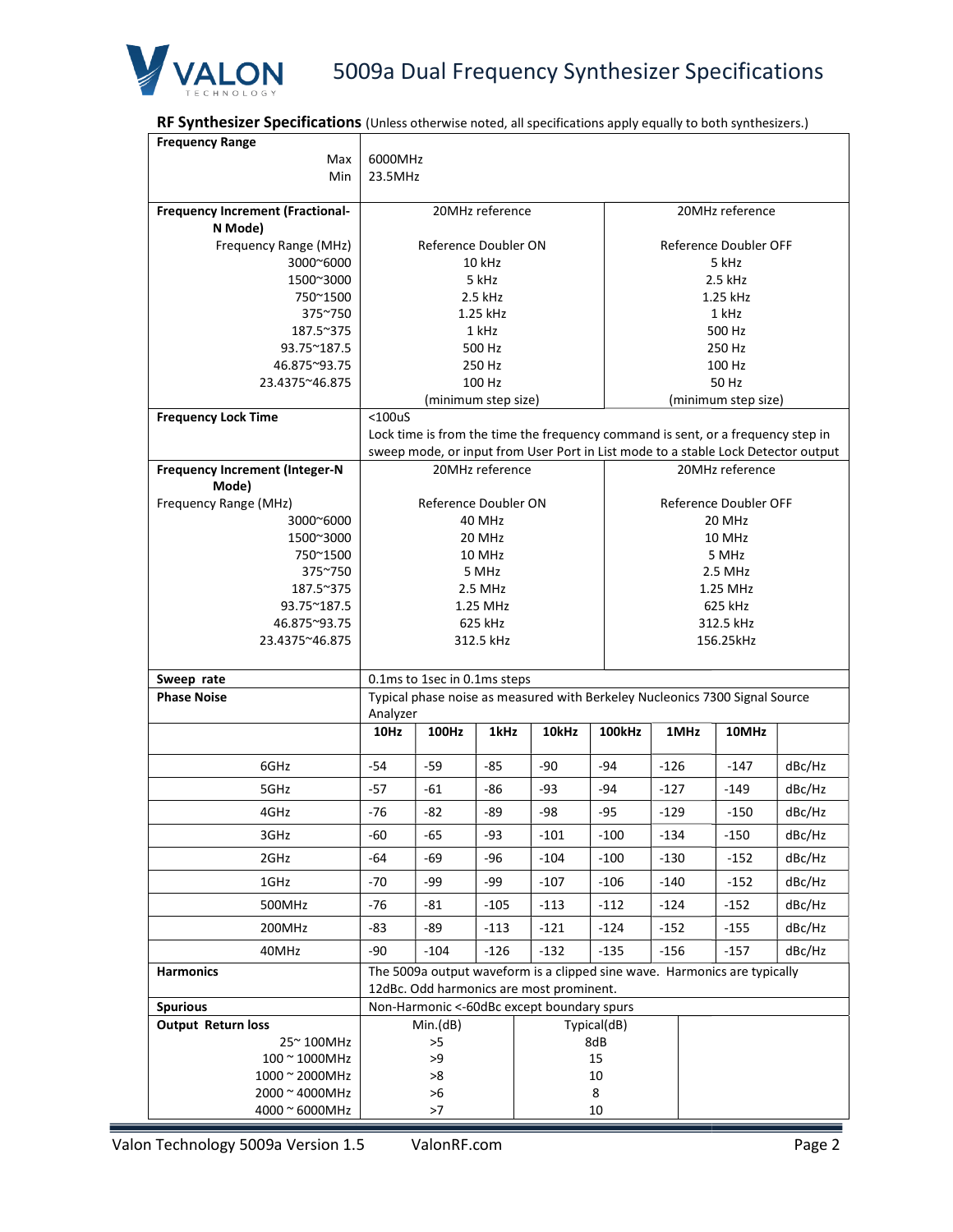**RF Synthesizer Specifications** (Unless otherwise noted, all specifications apply equally to both synthesizers.)

| **Frequency Range** | |
|---|---|
| Max | 6000MHz |
| Min | 23.5MHz |

| **Frequency Increment (Fractional-N Mode)** | 20MHz reference | 20MHz reference |
|---|---|---|
| Frequency Range (MHz) | Reference Doubler ON | Reference Doubler OFF |
| 3000~6000 | 10 kHz | 5 kHz |
| 1500~3000 | 5 kHz | 2.5 kHz |
| 750~1500 | 2.5 kHz | 1.25 kHz |
| 375~750 | 1.25 kHz | 1 kHz |
| 187.5~375 | 1 kHz | 500 Hz |
| 93.75~187.5 | 500 Hz | 250 Hz |
| 46.875~93.75 | 250 Hz | 100 Hz |
| 23.4375~46.875 | 100 Hz | 50 Hz |
| | (minimum step size) | (minimum step size) |

| **Frequency Lock Time** | <100uS<br>Lock time is from the time the frequency command is sent, or a frequency step in sweep mode, or input from User Port in List mode to a stable Lock Detector output |
|---|---|

| **Frequency Increment (Integer-N Mode)** | 20MHz reference | 20MHz reference |
|---|---|---|
| Frequency Range (MHz) | Reference Doubler ON | Reference Doubler OFF |
| 3000~6000 | 40 MHz | 20 MHz |
| 1500~3000 | 20 MHz | 10 MHz |
| 750~1500 | 10 MHz | 5 MHz |
| 375~750 | 5 MHz | 2.5 MHz |
| 187.5~375 | 2.5 MHz | 1.25 MHz |
| 93.75~187.5 | 1.25 MHz | 625 kHz |
| 46.875~93.75 | 625 kHz | 312.5 kHz |
| 23.4375~46.875 | 312.5 kHz | 156.25kHz |

| **Sweep rate** | 0.1ms to 1sec in 0.1ms steps |
|---|---|

**Phase Noise**: Typical phase noise as measured with Berkeley Nucleonics 7300 Signal Source Analyzer

| | **10Hz** | **100Hz** | **1kHz** | **10kHz** | **100kHz** | **1MHz** | **10MHz** | |
|---|---|---|---|---|---|---|---|---|
| 6GHz | -54 | -59 | -85 | -90 | -94 | -126 | -147 | dBc/Hz |
| 5GHz | -57 | -61 | -86 | -93 | -94 | -127 | -149 | dBc/Hz |
| 4GHz | -76 | -82 | -89 | -98 | -95 | -129 | -150 | dBc/Hz |
| 3GHz | -60 | -65 | -93 | -101 | -100 | -134 | -150 | dBc/Hz |
| 2GHz | -64 | -69 | -96 | -104 | -100 | -130 | -152 | dBc/Hz |
| 1GHz | -70 | -99 | -99 | -107 | -106 | -140 | -152 | dBc/Hz |
| 500MHz | -76 | -81 | -105 | -113 | -112 | -124 | -152 | dBc/Hz |
| 200MHz | -83 | -89 | -113 | -121 | -124 | -152 | -155 | dBc/Hz |
| 40MHz | -90 | -104 | -126 | -132 | -135 | -156 | -157 | dBc/Hz |

| **Harmonics** | The 5009a output waveform is a clipped sine wave. Harmonics are typically 12dBc. Odd harmonics are most prominent. |
|---|---|
| **Spurious** | Non-Harmonic <-60dBc except boundary spurs |

| **Output Return loss** | Min.(dB) | Typical(dB) |
|---|---|---|
| 25~ 100MHz | >5 | 8dB |
| 100 ~ 1000MHz | >9 | 15 |
| 1000 ~ 2000MHz | >8 | 10 |
| 2000 ~ 4000MHz | >6 | 8 |
| 4000 ~ 6000MHz | >7 | 10 |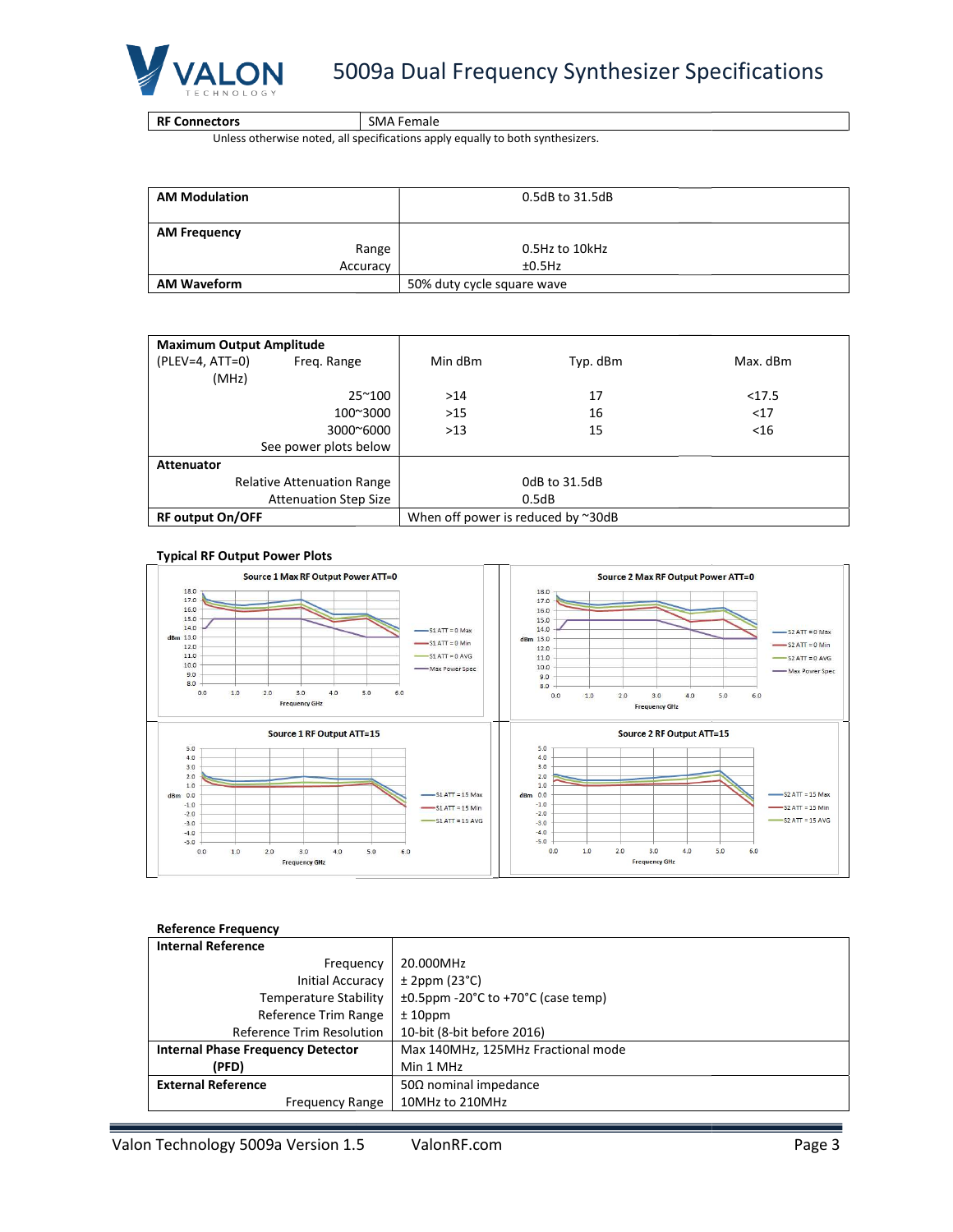| RF Connectors | SMA Female |
|---|---|

Unless otherwise noted, all specifications apply equally to both synthesizers.

| | |
|---|---|
| **AM Modulation** | 0.5dB to 31.5dB |
| **AM Frequency** | |
| Range | 0.5Hz to 10kHz |
| Accuracy | ±0.5Hz |
| **AM Waveform** | 50% duty cycle square wave |

| **Maximum Output Amplitude** (PLEV=4, ATT=0) Freq. Range (MHz) | Min dBm | Typ. dBm | Max. dBm |
|---|---|---|---|
| 25~100 | >14 | 17 | <17.5 |
| 100~3000 | >15 | 16 | <17 |
| 3000~6000 | >13 | 15 | <16 |
| See power plots below | | | |
| **Attenuator** | | | |
| Relative Attenuation Range | 0dB to 31.5dB | | |
| Attenuation Step Size | 0.5dB | | |
| **RF output On/OFF** | When off power is reduced by ~30dB | | |

**Typical RF Output Power Plots**

Source 1 Max RF Output Power ATT=0

Source 2 Max RF Output Power ATT=0

Source 1 RF Output ATT=15

Source 2 RF Output ATT=15

**Reference Frequency**

| | |
|---|---|
| **Internal Reference** | |
| Frequency | 20.000MHz |
| Initial Accuracy | ± 2ppm (23°C) |
| Temperature Stability | ±0.5ppm -20°C to +70°C (case temp) |
| Reference Trim Range | ± 10ppm |
| Reference Trim Resolution | 10-bit (8-bit before 2016) |
| **Internal Phase Frequency Detector (PFD)** | Max 140MHz, 125MHz Fractional mode<br>Min 1 MHz |
| **External Reference** | 50Ω nominal impedance |
| Frequency Range | 10MHz to 210MHz |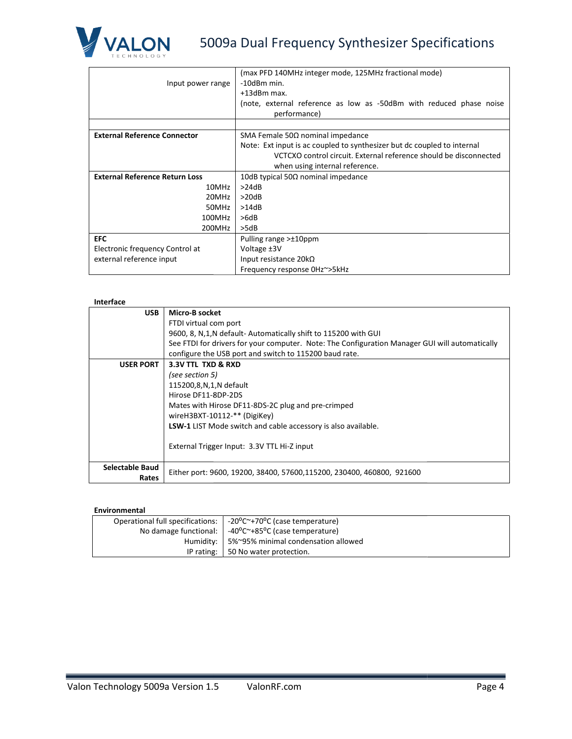| | |
|---|---|
| | (max PFD 140MHz integer mode, 125MHz fractional mode) |
| Input power range | -10dBm min.<br>+13dBm max.<br>(note, external reference as low as -50dBm with reduced phase noise performance) |
| | |
| **External Reference Connector** | SMA Female 50Ω nominal impedance<br>Note: Ext input is ac coupled to synthesizer but dc coupled to internal VCTCXO control circuit. External reference should be disconnected when using internal reference. |
| **External Reference Return Loss** | 10dB typical 50Ω nominal impedance |
| 10MHz | >24dB |
| 20MHz | >20dB |
| 50MHz | >14dB |
| 100MHz | >6dB |
| 200MHz | >5dB |
| **EFC**<br>Electronic frequency Control at external reference input | Pulling range >±10ppm<br>Voltage ±3V<br>Input resistance 20kΩ<br>Frequency response 0Hz~>5kHz |

**Interface**

| | |
|---|---|
| **USB** | **Micro-B socket**<br>FTDI virtual com port<br>9600, 8, N,1,N default- Automatically shift to 115200 with GUI<br>See FTDI for drivers for your computer. Note: The Configuration Manager GUI will automatically configure the USB port and switch to 115200 baud rate. |
| **USER PORT** | **3.3V TTL TXD & RXD**<br>*(see section 5)*<br>115200,8,N,1,N default<br>Hirose DF11-8DP-2DS<br>Mates with Hirose DF11-8DS-2C plug and pre-crimped wireH3BXT-10112-** (DigiKey)<br>**LSW-1** LIST Mode switch and cable accessory is also available.<br><br>External Trigger Input: 3.3V TTL Hi-Z input |
| **Selectable Baud Rates** | Either port: 9600, 19200, 38400, 57600,115200, 230400, 460800, 921600 |

**Environmental**

| | |
|---|---|
| Operational full specifications: | -20°C~+70°C (case temperature) |
| No damage functional: | -40°C~+85°C (case temperature) |
| Humidity: | 5%~95% minimal condensation allowed |
| IP rating: | 50 No water protection. |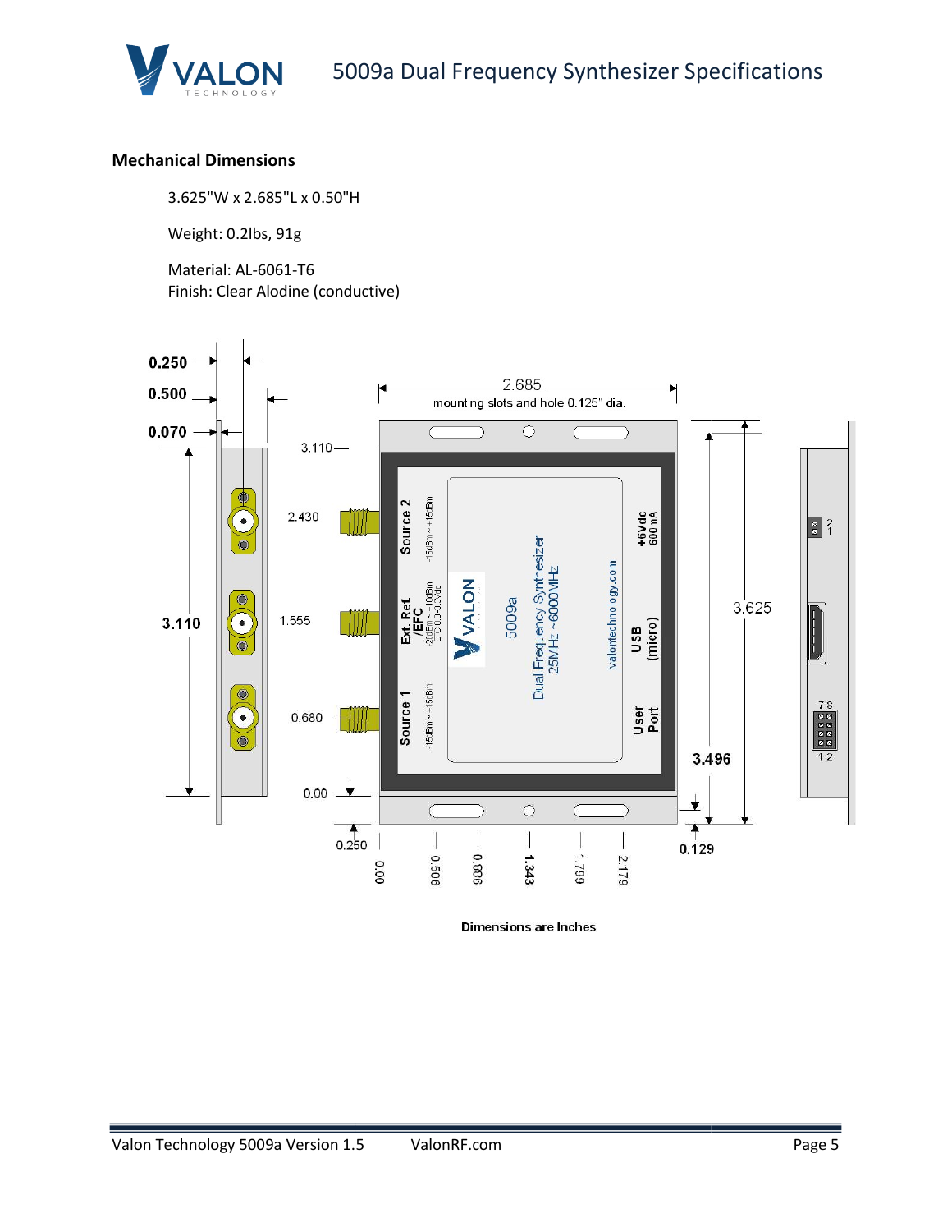### Mechanical Dimensions

3.625"W x 2.685"L x 0.50"H

Weight: 0.2lbs, 91g

Material: AL-6061-T6
Finish: Clear Alodine (conductive)

0.250
0.500
0.070
3.110
2.685
mounting slots and hole 0.125" dia.
3.110
2.430
1.555
0.680
0.00
0.250
3.625
3.496
0.129
0.00
0.506
0.886
1.343
1.799
2.179

Source 2
-15dBm ~ +15dBm
Ext. Ref. /EFC
-20dBm ~ +10dBm
EFC 0.0~3.3Vdc
Source 1
-15dBm ~ +15dBm
VALON
5009a
Dual Frequency Synthesizer
25MHz ~6000MHz
valontechnology.com
+6Vdc
600mA
USB
(micro)
User
Port
2
1
7 8
1 2

Dimensions are Inches